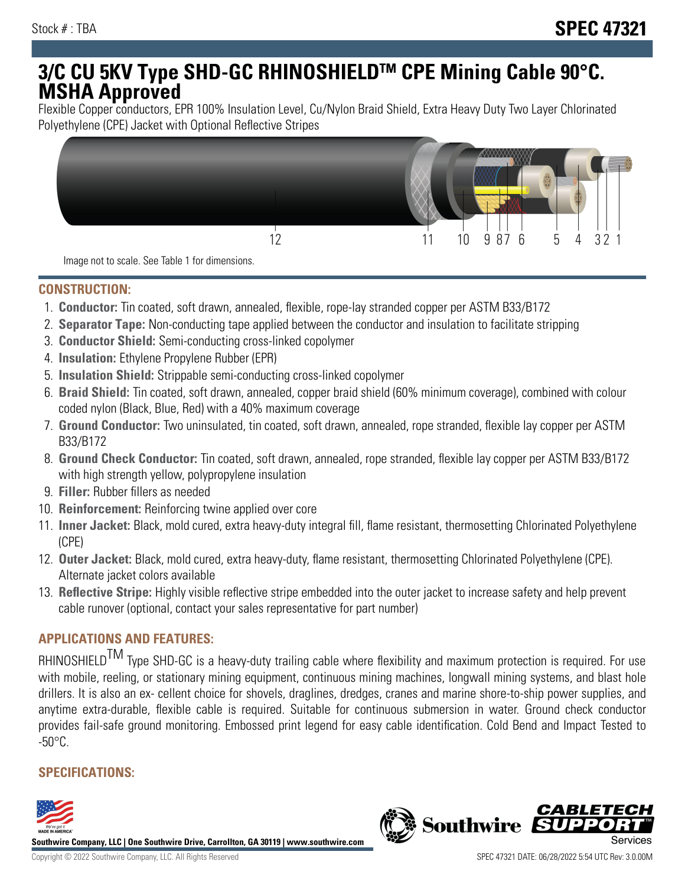Stock # : TBA **SPEC 47321**

# 3/C CU 5KV Type SHD-GC RHINOSHIELDTM CPE Mining Cable 90°C. MSHA Approved

Flexible Copper conductors, EPR 100% Insulation Level, Cu/Nylon Braid Shield, Extra Heavy Duty Two Layer Chlorinated Polyethylene (CPE) Jacket with Optional Reflective Stripes

Image not to scale. See Table 1 for dimensions.

## CONSTRUCTION:

1. **Conductor:** Tin coated, soft drawn, annealed, flexible, rope-lay stranded copper per ASTM B33/B172
2. **Separator Tape:** Non-conducting tape applied between the conductor and insulation to facilitate stripping
3. **Conductor Shield:** Semi-conducting cross-linked copolymer
4. **Insulation:** Ethylene Propylene Rubber (EPR)
5. **Insulation Shield:** Strippable semi-conducting cross-linked copolymer
6. **Braid Shield:** Tin coated, soft drawn, annealed, copper braid shield (60% minimum coverage), combined with colour coded nylon (Black, Blue, Red) with a 40% maximum coverage
7. **Ground Conductor:** Two uninsulated, tin coated, soft drawn, annealed, rope stranded, flexible lay copper per ASTM B33/B172
8. **Ground Check Conductor:** Tin coated, soft drawn, annealed, rope stranded, flexible lay copper per ASTM B33/B172 with high strength yellow, polypropylene insulation
9. **Filler:** Rubber fillers as needed
10. **Reinforcement:** Reinforcing twine applied over core
11. **Inner Jacket:** Black, mold cured, extra heavy-duty integral fill, flame resistant, thermosetting Chlorinated Polyethylene (CPE)
12. **Outer Jacket:** Black, mold cured, extra heavy-duty, flame resistant, thermosetting Chlorinated Polyethylene (CPE). Alternate jacket colors available
13. **Reflective Stripe:** Highly visible reflective stripe embedded into the outer jacket to increase safety and help prevent cable runover (optional, contact your sales representative for part number)

## APPLICATIONS AND FEATURES:

RHINOSHIELDTM Type SHD-GC is a heavy-duty trailing cable where flexibility and maximum protection is required. For use with mobile, reeling, or stationary mining equipment, continuous mining machines, longwall mining systems, and blast hole drillers. It is also an ex- cellent choice for shovels, draglines, dredges, cranes and marine shore-to-ship power supplies, and anytime extra-durable, flexible cable is required. Suitable for continuous submersion in water. Ground check conductor provides fail-safe ground monitoring. Embossed print legend for easy cable identification. Cold Bend and Impact Tested to -50°C.

## SPECIFICATIONS:

Southwire Company, LLC | One Southwire Drive, Carrollton, GA 30119 | www.southwire.com

Copyright © 2022 Southwire Company, LLC. All Rights Reserved

SPEC 47321 DATE: 06/28/2022 5:54 UTC Rev: 3.0.00M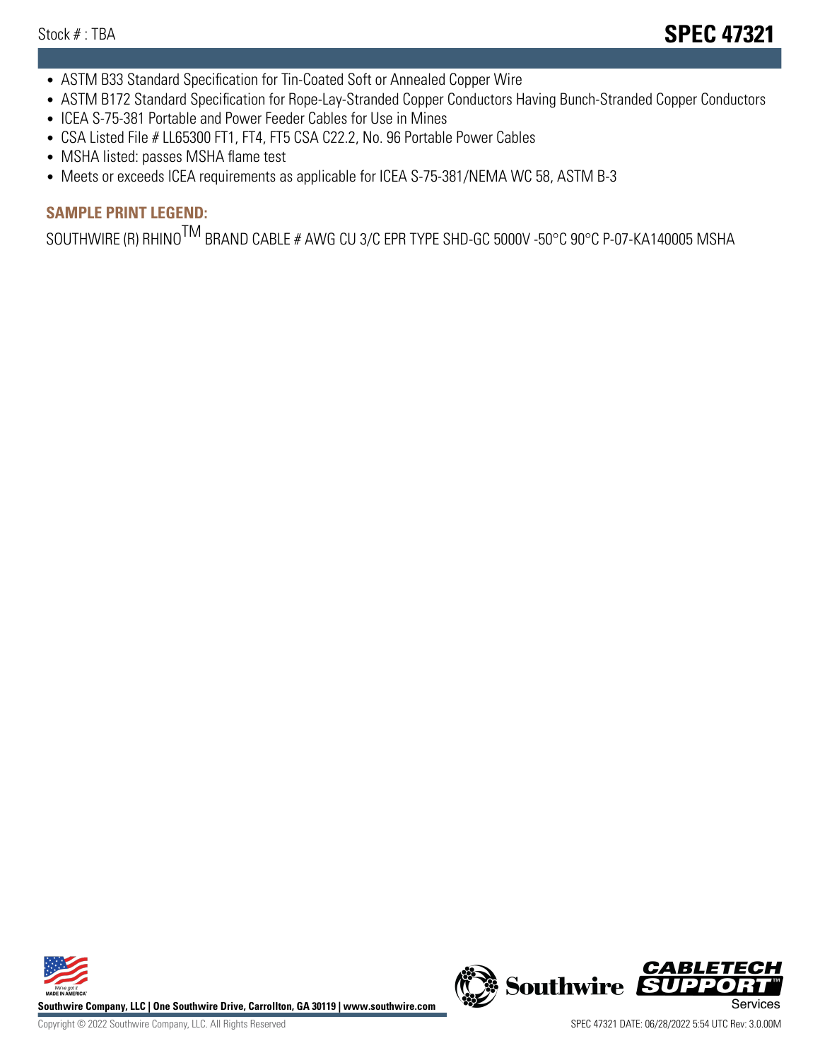- ASTM B33 Standard Specification for Tin-Coated Soft or Annealed Copper Wire
- ASTM B172 Standard Specification for Rope-Lay-Stranded Copper Conductors Having Bunch-Stranded Copper Conductors
- ICEA S-75-381 Portable and Power Feeder Cables for Use in Mines
- CSA Listed File # LL65300 FT1, FT4, FT5 CSA C22.2, No. 96 Portable Power Cables
- MSHA listed: passes MSHA flame test
- Meets or exceeds ICEA requirements as applicable for ICEA S-75-381/NEMA WC 58, ASTM B-3

## SAMPLE PRINT LEGEND:

SOUTHWIRE (R) RHINO™ BRAND CABLE # AWG CU 3/C EPR TYPE SHD-GC 5000V -50°C 90°C P-07-KA140005 MSHA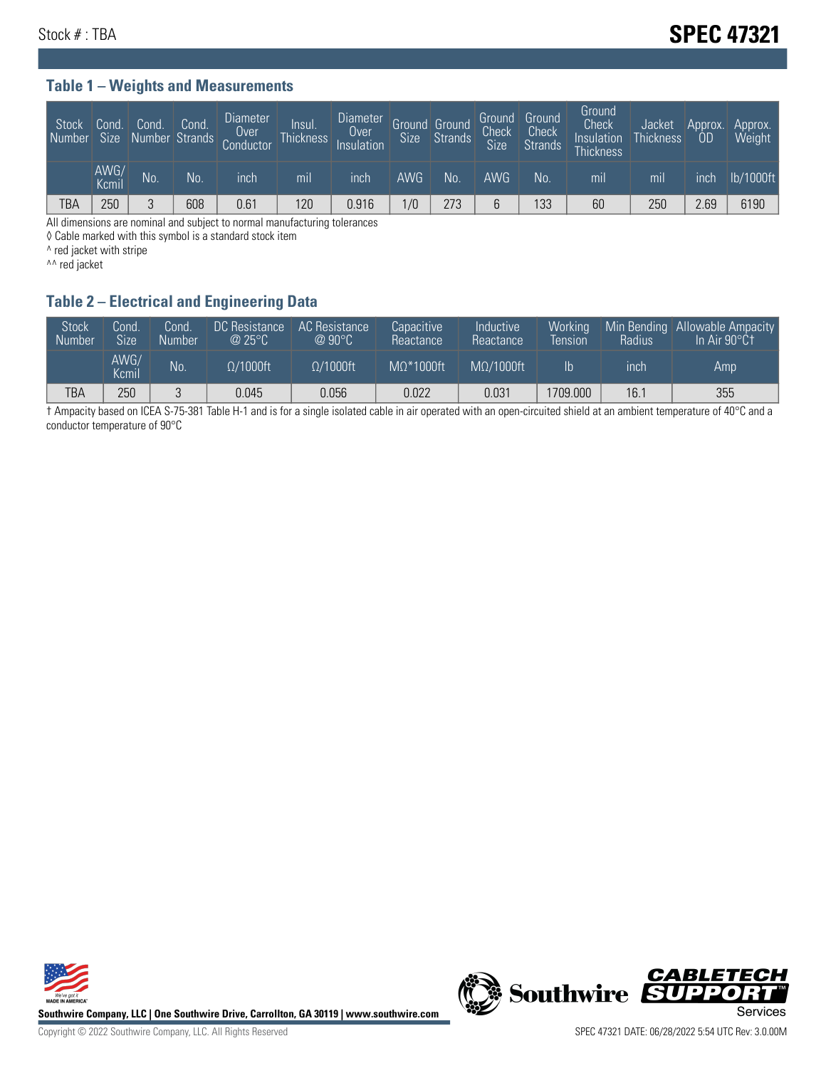Stock # : TBA

# SPEC 47321

## Table 1 – Weights and Measurements

| Stock Number | Cond. Size | Cond. Number | Cond. Strands | Diameter Over Conductor | Insul. Thickness | Diameter Over Insulation | Ground Size | Ground Strands | Ground Check Size | Ground Check Strands | Ground Check Insulation Thickness | Jacket Thickness | Approx. OD | Approx. Weight |
|---|---|---|---|---|---|---|---|---|---|---|---|---|---|---|
| | AWG/ Kcmil | No. | No. | inch | mil | inch | AWG | No. | AWG | No. | mil | mil | inch | lb/1000ft |
| TBA | 250 | 3 | 608 | 0.61 | 120 | 0.916 | 1/0 | 273 | 6 | 133 | 60 | 250 | 2.69 | 6190 |

All dimensions are nominal and subject to normal manufacturing tolerances

◊ Cable marked with this symbol is a standard stock item

^ red jacket with stripe

^^ red jacket

## Table 2 – Electrical and Engineering Data

| Stock Number | Cond. Size | Cond. Number | DC Resistance @ 25°C | AC Resistance @ 90°C | Capacitive Reactance | Inductive Reactance | Working Tension | Min Bending Radius | Allowable Ampacity In Air 90°C† |
|---|---|---|---|---|---|---|---|---|---|
| | AWG/ Kcmil | No. | Ω/1000ft | Ω/1000ft | MΩ*1000ft | MΩ/1000ft | lb | inch | Amp |
| TBA | 250 | 3 | 0.045 | 0.056 | 0.022 | 0.031 | 1709.000 | 16.1 | 355 |

† Ampacity based on ICEA S-75-381 Table H-1 and is for a single isolated cable in air operated with an open-circuited shield at an ambient temperature of 40°C and a conductor temperature of 90°C

Southwire Company, LLC | One Southwire Drive, Carrollton, GA 30119 | www.southwire.com

Copyright © 2022 Southwire Company, LLC. All Rights Reserved

SPEC 47321 DATE: 06/28/2022 5:54 UTC Rev: 3.0.00M